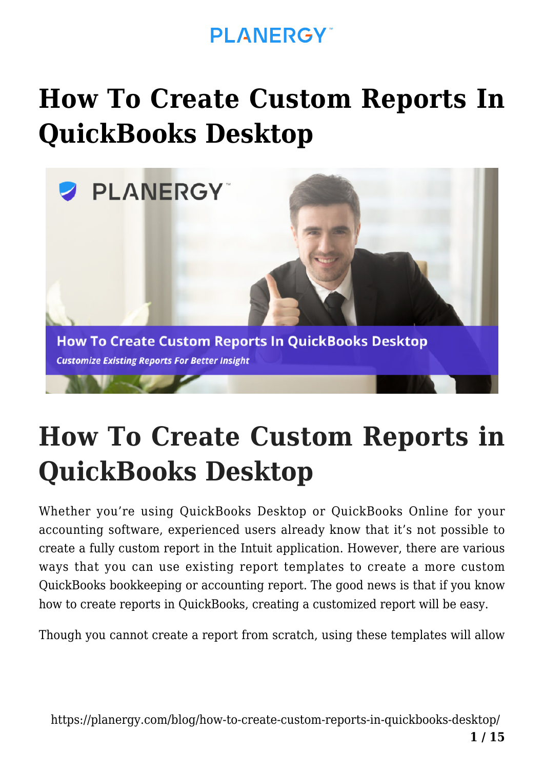# How To Create Custom Reports In QuickBooks Desktop

## How To Create Custom Reports in QuickBooks Desktop

Whether you're using QuickBooks Desktop or QuickBooks Online for your accounting software, experienced users already know that it's not possible to create a fully custom report in the Intuit application. However, there are various ways that you can use existing report templates to create a more custom QuickBooks bookkeeping or accounting report. The good news is that if you know how to create reports in QuickBooks, creating a customized report will be easy.

Though you cannot create a report from scratch, using these templates will allow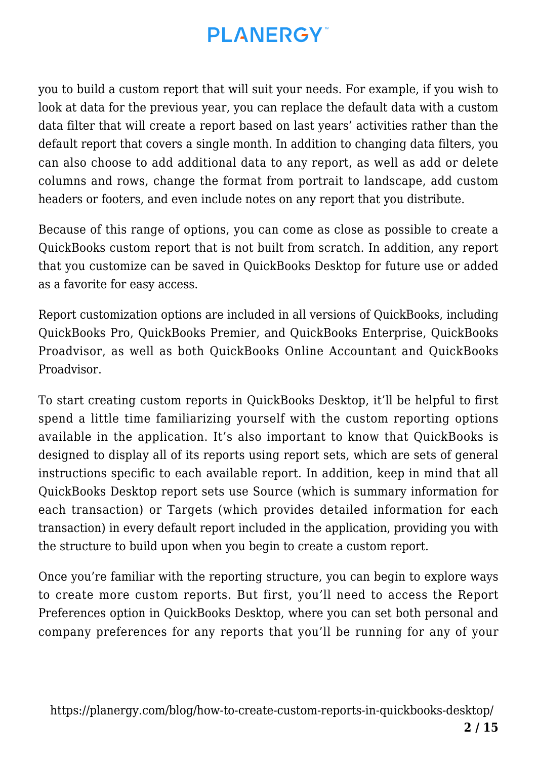you to build a custom report that will suit your needs. For example, if you wish to look at data for the previous year, you can replace the default data with a custom data filter that will create a report based on last years' activities rather than the default report that covers a single month. In addition to changing data filters, you can also choose to add additional data to any report, as well as add or delete columns and rows, change the format from portrait to landscape, add custom headers or footers, and even include notes on any report that you distribute.

Because of this range of options, you can come as close as possible to create a QuickBooks custom report that is not built from scratch. In addition, any report that you customize can be saved in QuickBooks Desktop for future use or added as a favorite for easy access.

Report customization options are included in all versions of QuickBooks, including QuickBooks Pro, QuickBooks Premier, and QuickBooks Enterprise, QuickBooks Proadvisor, as well as both QuickBooks Online Accountant and QuickBooks Proadvisor.

To start creating custom reports in QuickBooks Desktop, it'll be helpful to first spend a little time familiarizing yourself with the custom reporting options available in the application. It's also important to know that QuickBooks is designed to display all of its reports using report sets, which are sets of general instructions specific to each available report. In addition, keep in mind that all QuickBooks Desktop report sets use Source (which is summary information for each transaction) or Targets (which provides detailed information for each transaction) in every default report included in the application, providing you with the structure to build upon when you begin to create a custom report.

Once you're familiar with the reporting structure, you can begin to explore ways to create more custom reports. But first, you'll need to access the Report Preferences option in QuickBooks Desktop, where you can set both personal and company preferences for any reports that you'll be running for any of your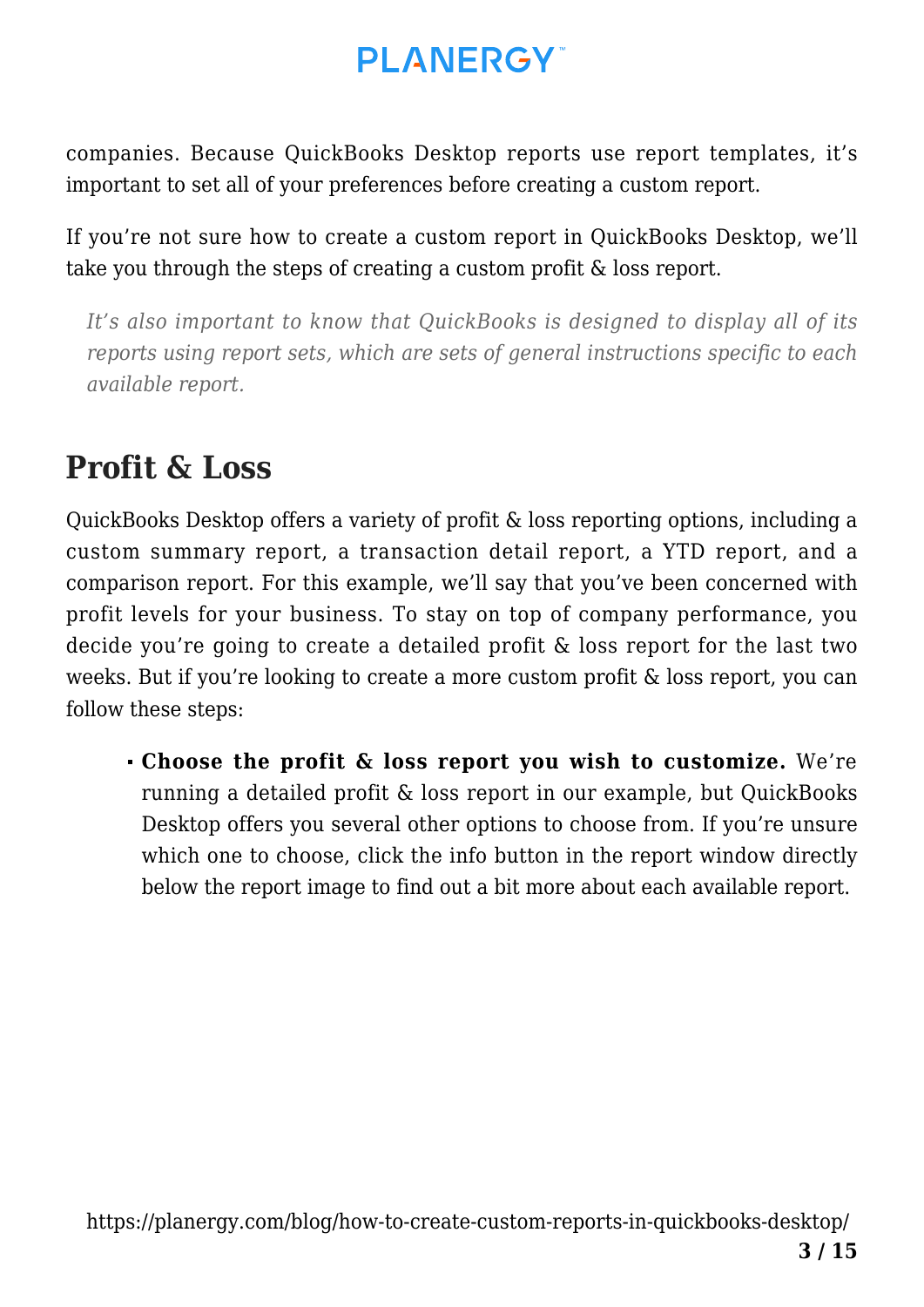companies. Because QuickBooks Desktop reports use report templates, it's important to set all of your preferences before creating a custom report.

If you're not sure how to create a custom report in QuickBooks Desktop, we'll take you through the steps of creating a custom profit & loss report.

> *It's also important to know that QuickBooks is designed to display all of its reports using report sets, which are sets of general instructions specific to each available report.*

## Profit & Loss

QuickBooks Desktop offers a variety of profit & loss reporting options, including a custom summary report, a transaction detail report, a YTD report, and a comparison report. For this example, we'll say that you've been concerned with profit levels for your business. To stay on top of company performance, you decide you're going to create a detailed profit & loss report for the last two weeks. But if you're looking to create a more custom profit & loss report, you can follow these steps:

- **Choose the profit & loss report you wish to customize.** We're running a detailed profit & loss report in our example, but QuickBooks Desktop offers you several other options to choose from. If you're unsure which one to choose, click the info button in the report window directly below the report image to find out a bit more about each available report.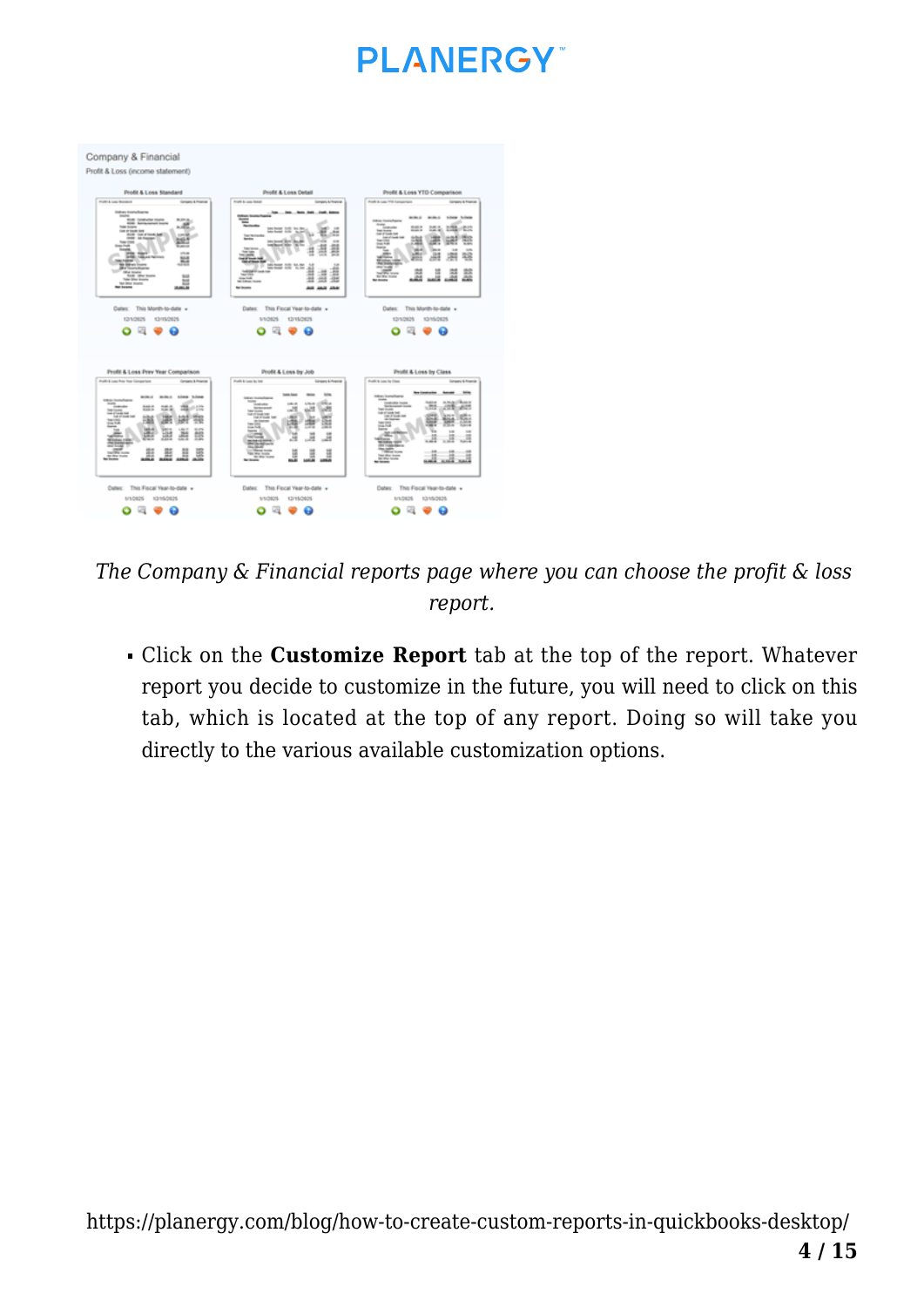*The Company & Financial reports page where you can choose the profit & loss report.*

- Click on the **Customize Report** tab at the top of the report. Whatever report you decide to customize in the future, you will need to click on this tab, which is located at the top of any report. Doing so will take you directly to the various available customization options.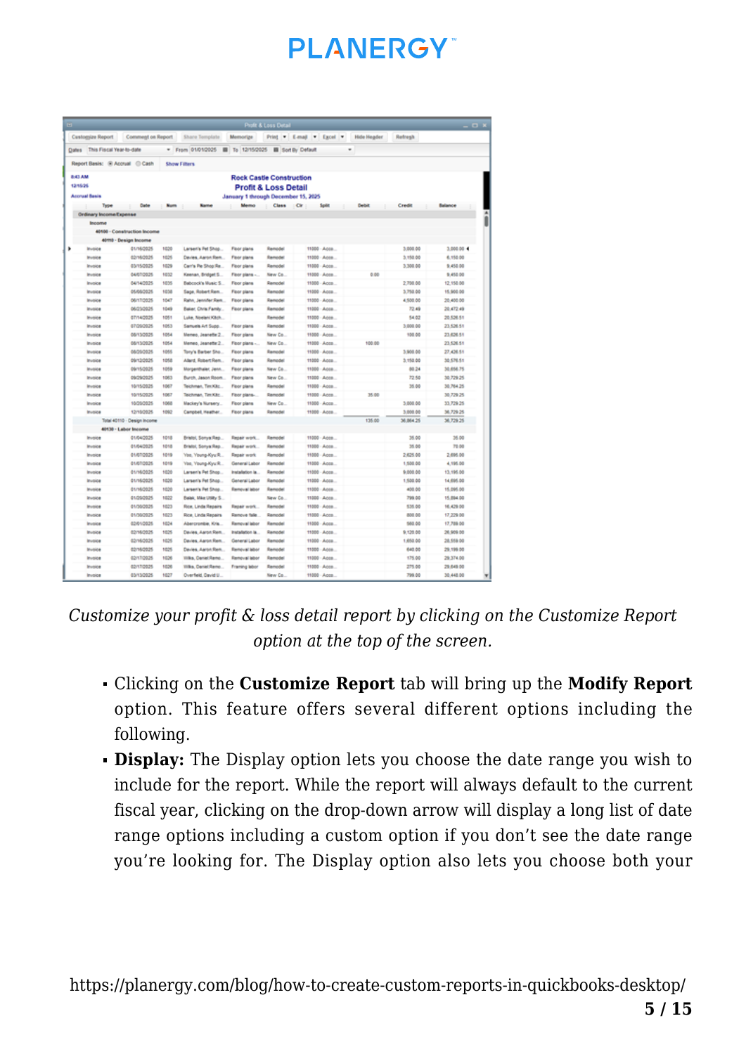*Customize your profit & loss detail report by clicking on the Customize Report option at the top of the screen.*

- Clicking on the **Customize Report** tab will bring up the **Modify Report** option. This feature offers several different options including the following.
- **Display:** The Display option lets you choose the date range you wish to include for the report. While the report will always default to the current fiscal year, clicking on the drop-down arrow will display a long list of date range options including a custom option if you don't see the date range you're looking for. The Display option also lets you choose both your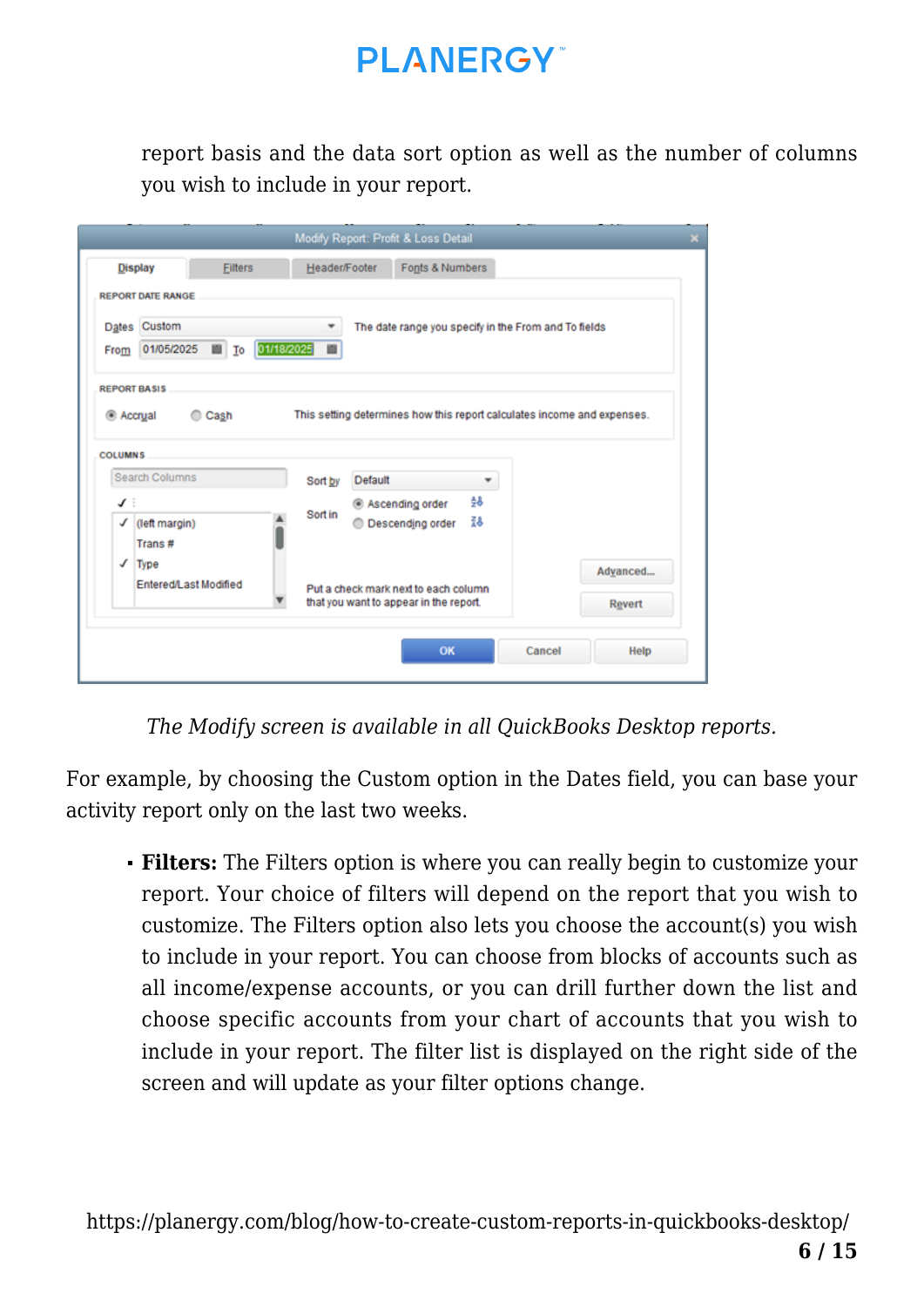report basis and the data sort option as well as the number of columns you wish to include in your report.

*The Modify screen is available in all QuickBooks Desktop reports.*

For example, by choosing the Custom option in the Dates field, you can base your activity report only on the last two weeks.

- **Filters:** The Filters option is where you can really begin to customize your report. Your choice of filters will depend on the report that you wish to customize. The Filters option also lets you choose the account(s) you wish to include in your report. You can choose from blocks of accounts such as all income/expense accounts, or you can drill further down the list and choose specific accounts from your chart of accounts that you wish to include in your report. The filter list is displayed on the right side of the screen and will update as your filter options change.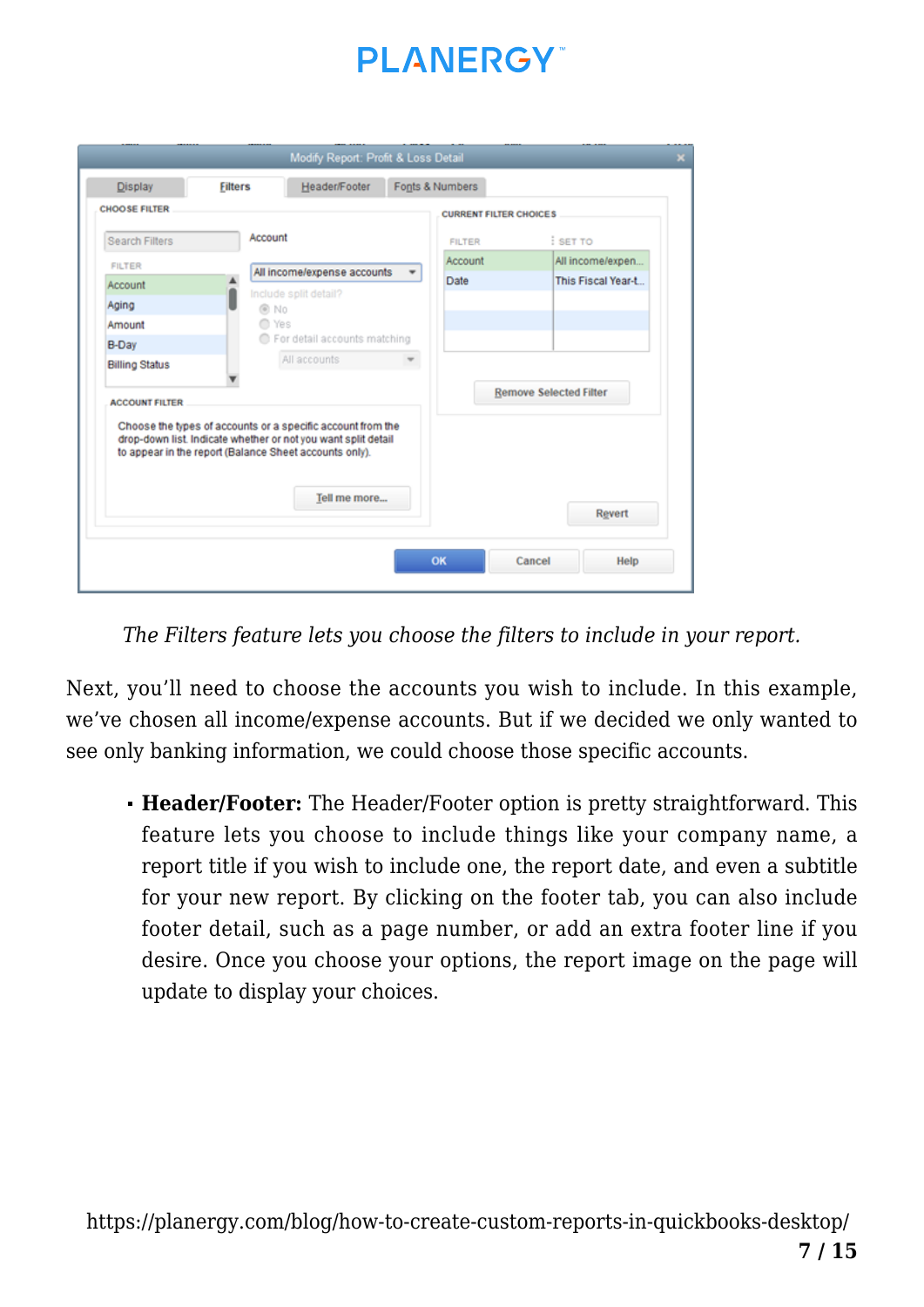*The Filters feature lets you choose the filters to include in your report.*

Next, you'll need to choose the accounts you wish to include. In this example, we've chosen all income/expense accounts. But if we decided we only wanted to see only banking information, we could choose those specific accounts.

- **Header/Footer:** The Header/Footer option is pretty straightforward. This feature lets you choose to include things like your company name, a report title if you wish to include one, the report date, and even a subtitle for your new report. By clicking on the footer tab, you can also include footer detail, such as a page number, or add an extra footer line if you desire. Once you choose your options, the report image on the page will update to display your choices.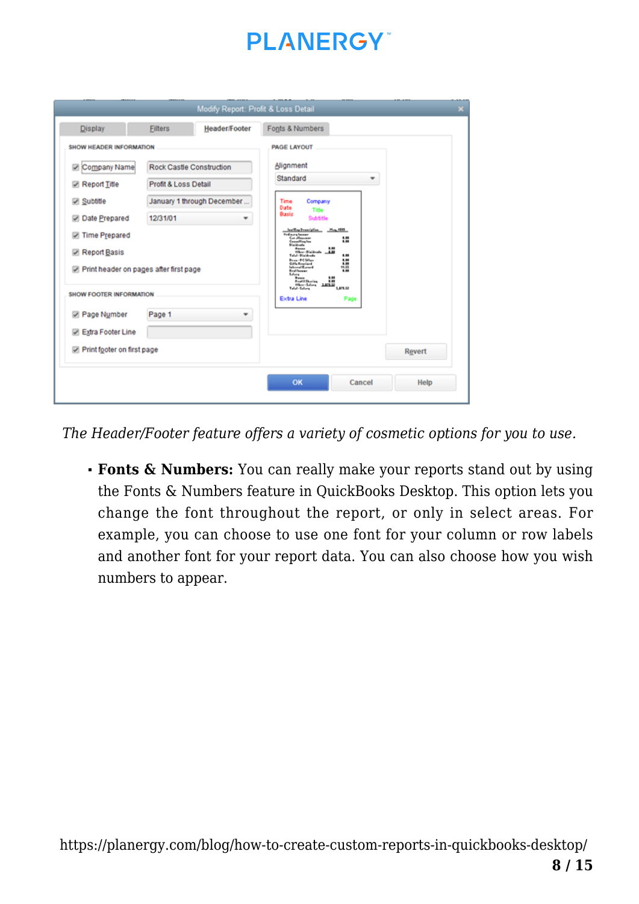*The Header/Footer feature offers a variety of cosmetic options for you to use.*

- **Fonts & Numbers:** You can really make your reports stand out by using the Fonts & Numbers feature in QuickBooks Desktop. This option lets you change the font throughout the report, or only in select areas. For example, you can choose to use one font for your column or row labels and another font for your report data. You can also choose how you wish numbers to appear.

https://planergy.com/blog/how-to-create-custom-reports-in-quickbooks-desktop/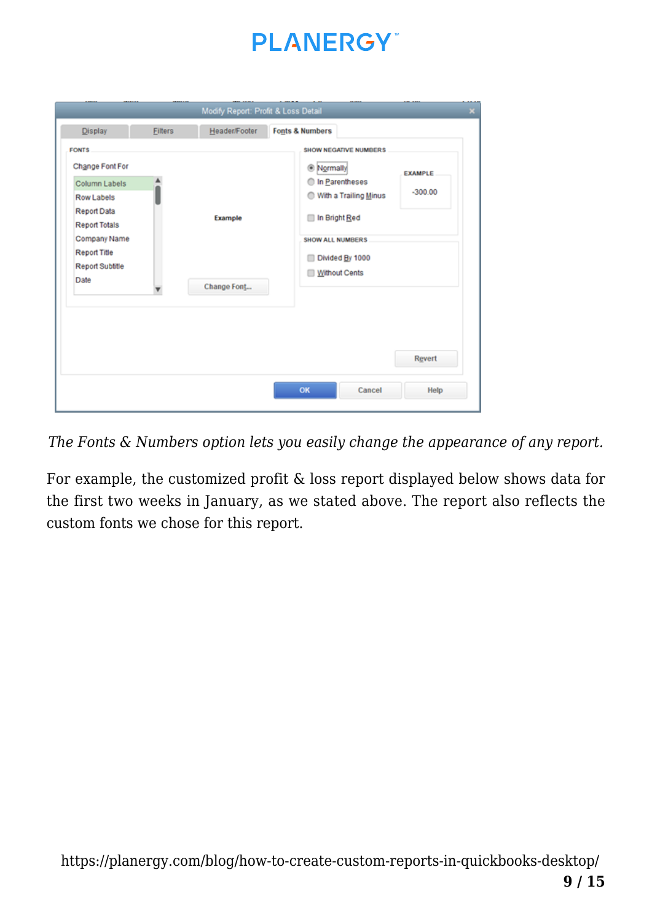*The Fonts & Numbers option lets you easily change the appearance of any report.*

For example, the customized profit & loss report displayed below shows data for the first two weeks in January, as we stated above. The report also reflects the custom fonts we chose for this report.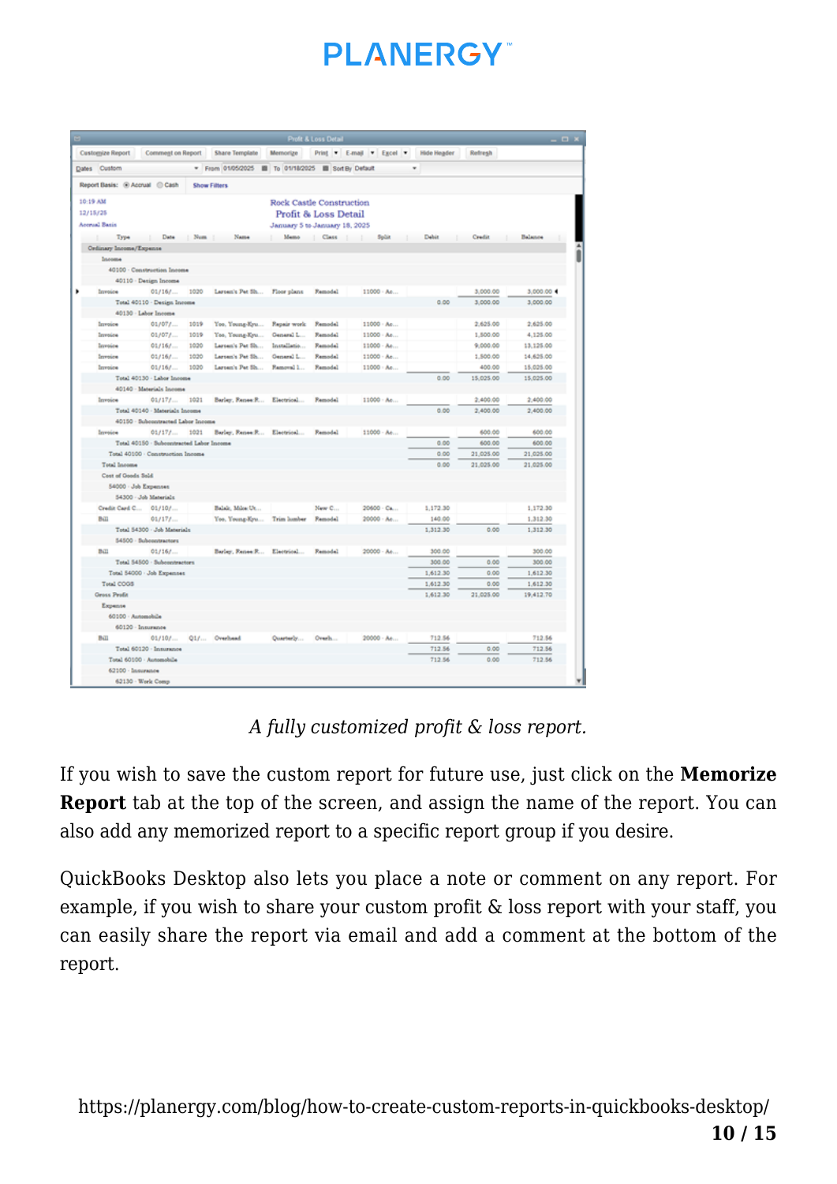A fully customized profit & loss report.

If you wish to save the custom report for future use, just click on the **Memorize Report** tab at the top of the screen, and assign the name of the report. You can also add any memorized report to a specific report group if you desire.

QuickBooks Desktop also lets you place a note or comment on any report. For example, if you wish to share your custom profit & loss report with your staff, you can easily share the report via email and add a comment at the bottom of the report.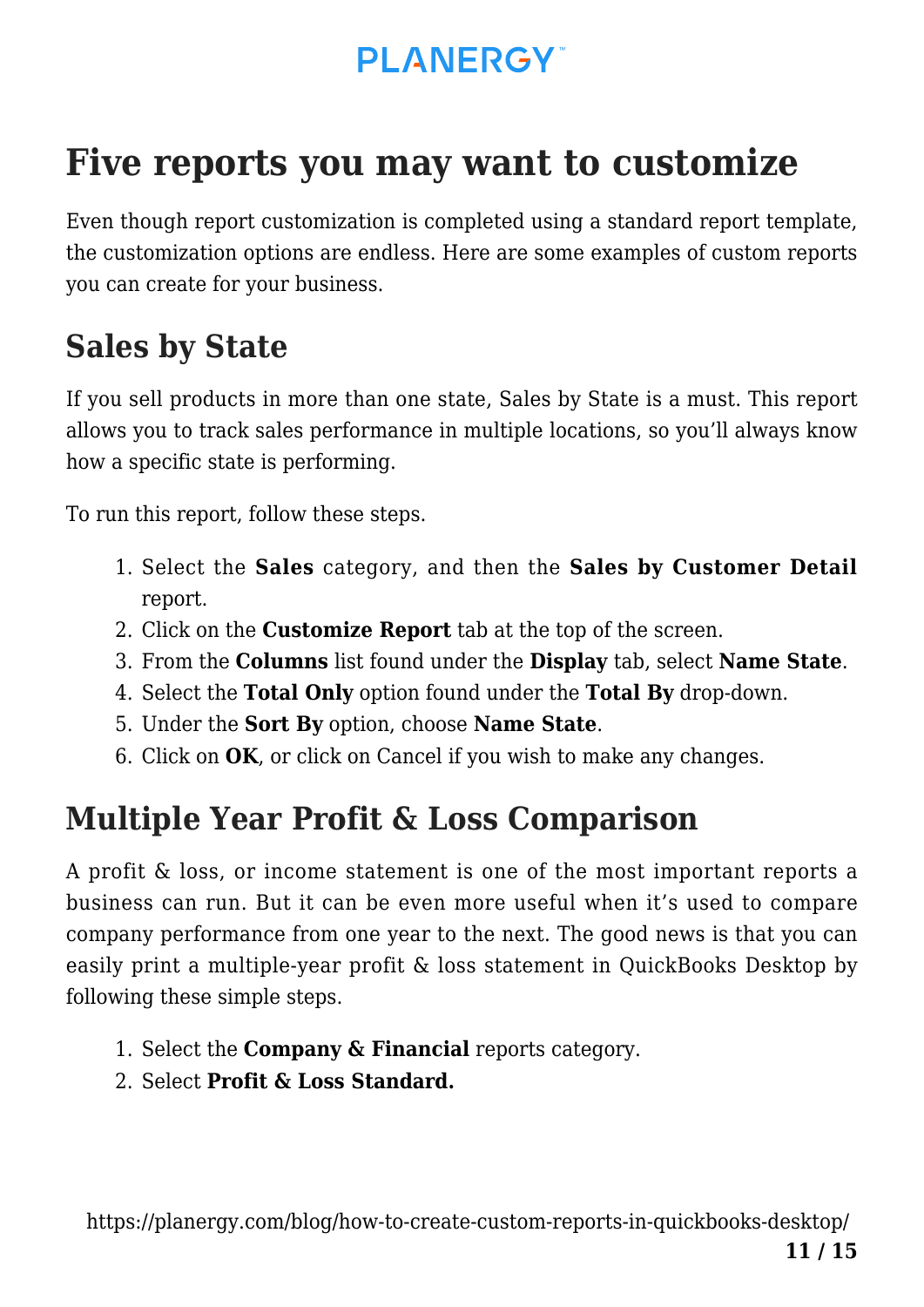# Five reports you may want to customize

Even though report customization is completed using a standard report template, the customization options are endless. Here are some examples of custom reports you can create for your business.

## Sales by State

If you sell products in more than one state, Sales by State is a must. This report allows you to track sales performance in multiple locations, so you'll always know how a specific state is performing.

To run this report, follow these steps.

1. Select the **Sales** category, and then the **Sales by Customer Detail** report.
2. Click on the **Customize Report** tab at the top of the screen.
3. From the **Columns** list found under the **Display** tab, select **Name State**.
4. Select the **Total Only** option found under the **Total By** drop-down.
5. Under the **Sort By** option, choose **Name State**.
6. Click on **OK**, or click on Cancel if you wish to make any changes.

## Multiple Year Profit & Loss Comparison

A profit & loss, or income statement is one of the most important reports a business can run. But it can be even more useful when it's used to compare company performance from one year to the next. The good news is that you can easily print a multiple-year profit & loss statement in QuickBooks Desktop by following these simple steps.

1. Select the **Company & Financial** reports category.
2. Select **Profit & Loss Standard.**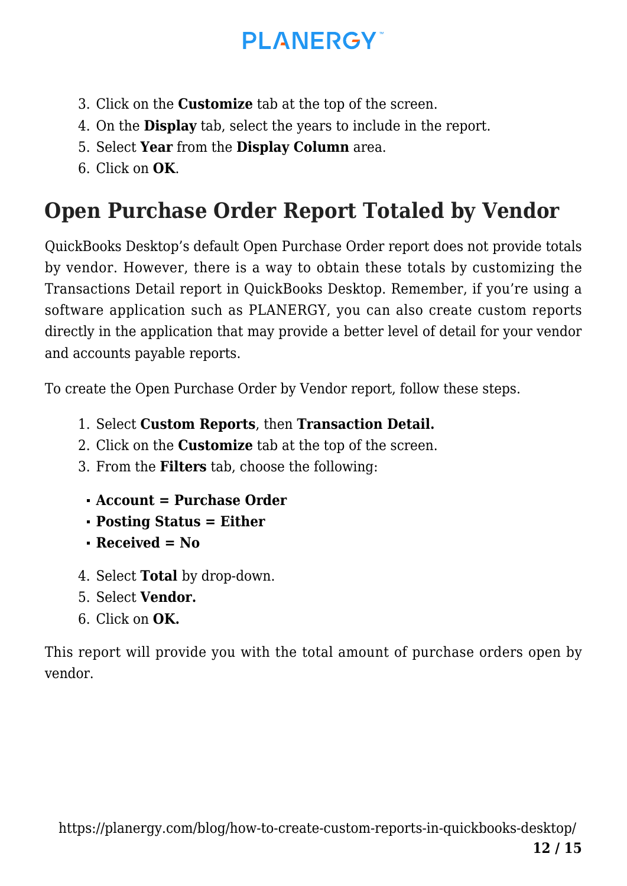3. Click on the **Customize** tab at the top of the screen.
4. On the **Display** tab, select the years to include in the report.
5. Select **Year** from the **Display Column** area.
6. Click on **OK**.

## Open Purchase Order Report Totaled by Vendor

QuickBooks Desktop's default Open Purchase Order report does not provide totals by vendor. However, there is a way to obtain these totals by customizing the Transactions Detail report in QuickBooks Desktop. Remember, if you're using a software application such as PLANERGY, you can also create custom reports directly in the application that may provide a better level of detail for your vendor and accounts payable reports.

To create the Open Purchase Order by Vendor report, follow these steps.

1. Select **Custom Reports**, then **Transaction Detail.**
2. Click on the **Customize** tab at the top of the screen.
3. From the **Filters** tab, choose the following:
   - **Account = Purchase Order**
   - **Posting Status = Either**
   - **Received = No**
4. Select **Total** by drop-down.
5. Select **Vendor.**
6. Click on **OK.**

This report will provide you with the total amount of purchase orders open by vendor.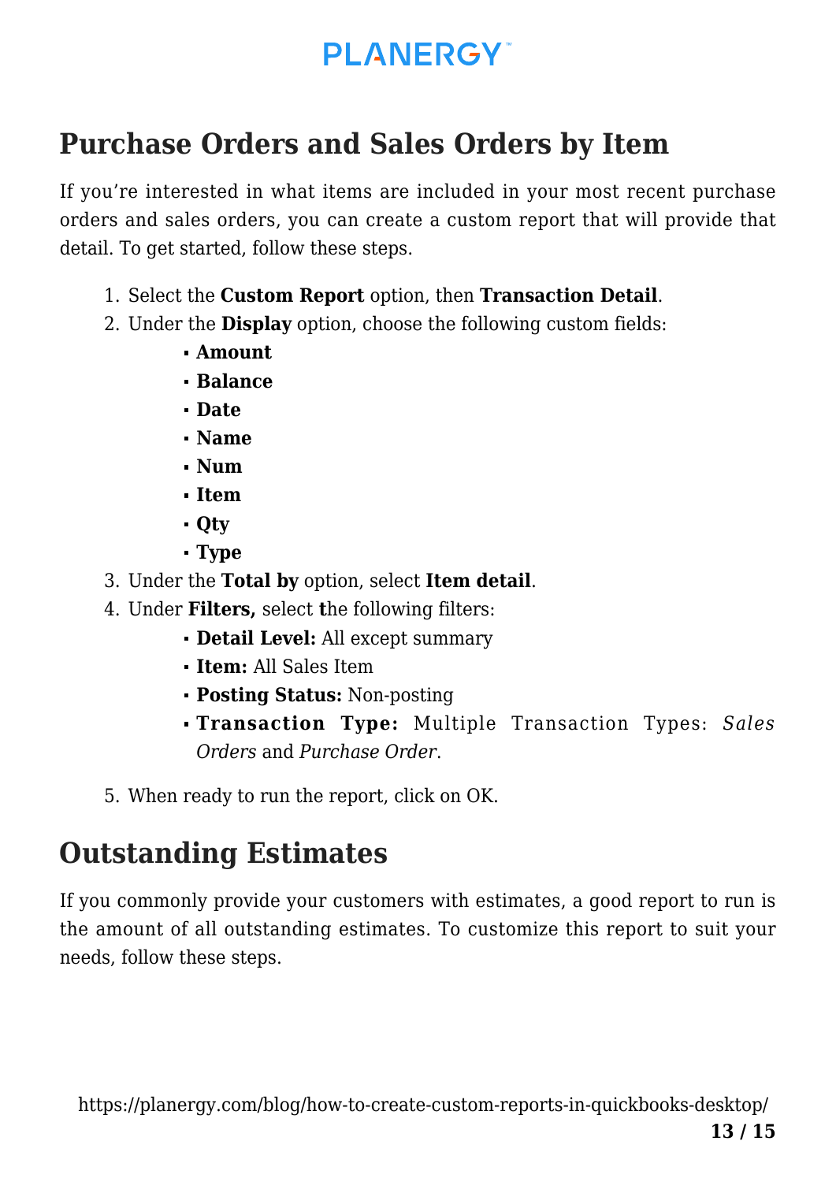## Purchase Orders and Sales Orders by Item

If you're interested in what items are included in your most recent purchase orders and sales orders, you can create a custom report that will provide that detail. To get started, follow these steps.

1. Select the **Custom Report** option, then **Transaction Detail**.
2. Under the **Display** option, choose the following custom fields:
    - **Amount**
    - **Balance**
    - **Date**
    - **Name**
    - **Num**
    - **Item**
    - **Qty**
    - **Type**
3. Under the **Total by** option, select **Item detail**.
4. Under **Filters,** select **t**he following filters:
    - **Detail Level:** All except summary
    - **Item:** All Sales Item
    - **Posting Status:** Non-posting
    - **Transaction Type:** Multiple Transaction Types: *Sales Orders* and *Purchase Order*.
5. When ready to run the report, click on OK.

## Outstanding Estimates

If you commonly provide your customers with estimates, a good report to run is the amount of all outstanding estimates. To customize this report to suit your needs, follow these steps.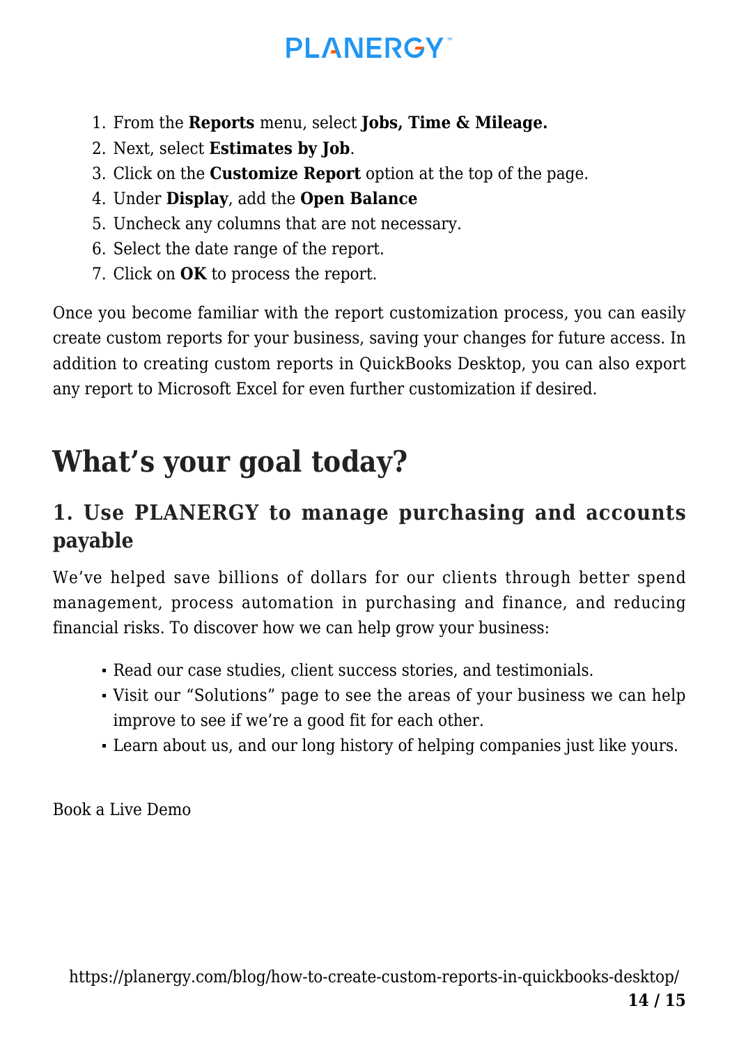1. From the **Reports** menu, select **Jobs, Time & Mileage.**
2. Next, select **Estimates by Job**.
3. Click on the **Customize Report** option at the top of the page.
4. Under **Display**, add the **Open Balance**
5. Uncheck any columns that are not necessary.
6. Select the date range of the report.
7. Click on **OK** to process the report.

Once you become familiar with the report customization process, you can easily create custom reports for your business, saving your changes for future access. In addition to creating custom reports in QuickBooks Desktop, you can also export any report to Microsoft Excel for even further customization if desired.

# What's your goal today?

## 1. Use PLANERGY to manage purchasing and accounts payable

We've helped save billions of dollars for our clients through better spend management, process automation in purchasing and finance, and reducing financial risks. To discover how we can help grow your business:

- Read our case studies, client success stories, and testimonials.
- Visit our "Solutions" page to see the areas of your business we can help improve to see if we're a good fit for each other.
- Learn about us, and our long history of helping companies just like yours.

Book a Live Demo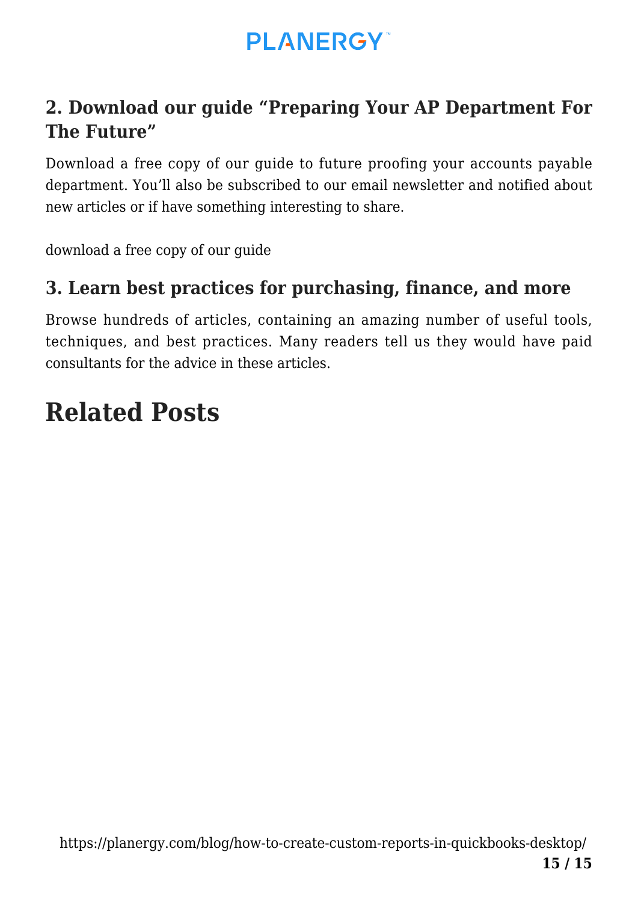### 2. Download our guide "Preparing Your AP Department For The Future"

Download a free copy of our guide to future proofing your accounts payable department. You'll also be subscribed to our email newsletter and notified about new articles or if have something interesting to share.

download a free copy of our guide

### 3. Learn best practices for purchasing, finance, and more

Browse hundreds of articles, containing an amazing number of useful tools, techniques, and best practices. Many readers tell us they would have paid consultants for the advice in these articles.

## Related Posts